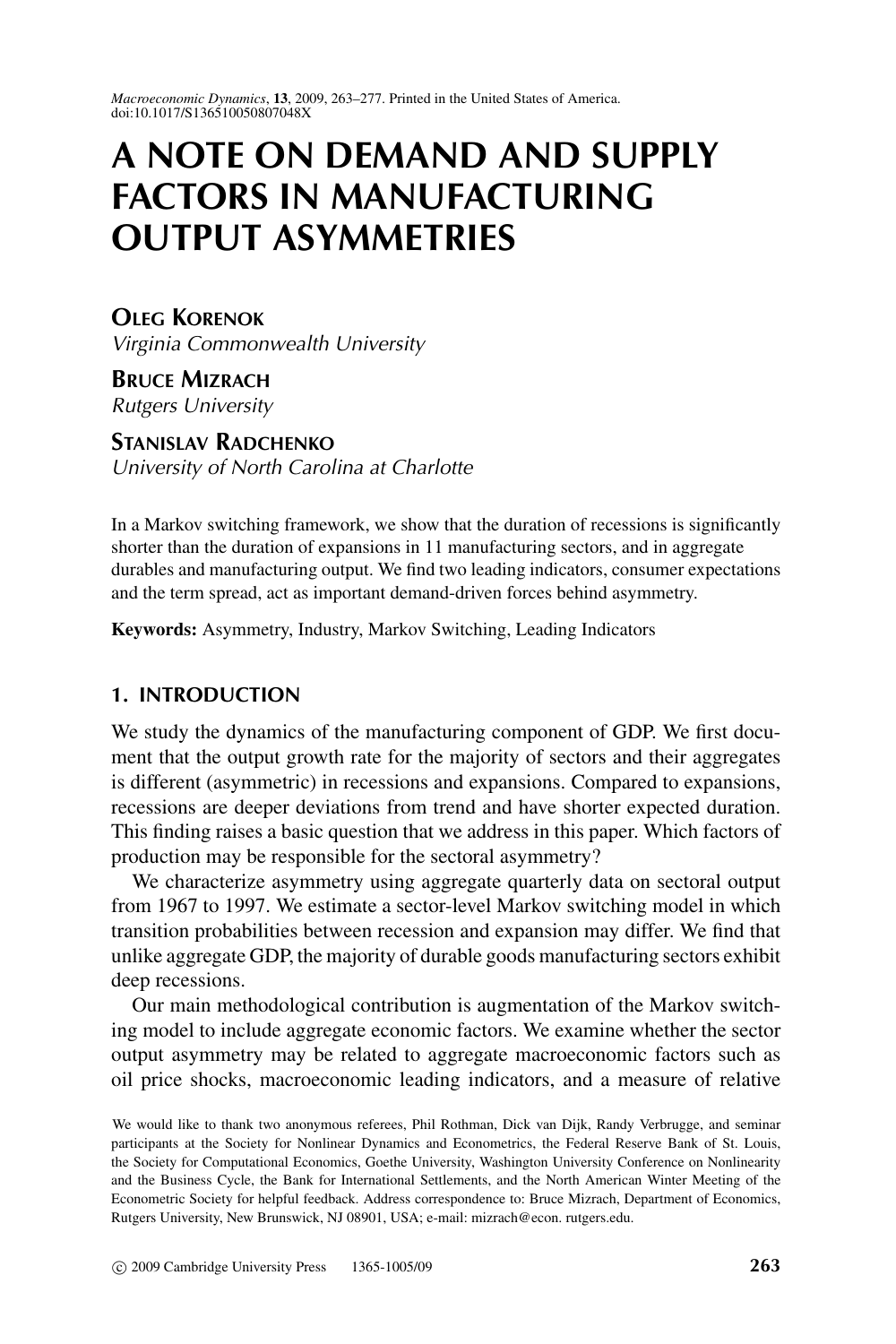# A NOTE ON DEMAND AND SUPPLY FACTORS IN MANUFACTURING OUTPUT ASYMMETRIES

**Oleg Korenok**
*Virginia Commonwealth University*

**Bruce Mizrach**
*Rutgers University*

**Stanislav Radchenko**
*University of North Carolina at Charlotte*

In a Markov switching framework, we show that the duration of recessions is significantly shorter than the duration of expansions in 11 manufacturing sectors, and in aggregate durables and manufacturing output. We find two leading indicators, consumer expectations and the term spread, act as important demand-driven forces behind asymmetry.

**Keywords:** Asymmetry, Industry, Markov Switching, Leading Indicators

## 1. INTRODUCTION

We study the dynamics of the manufacturing component of GDP. We first document that the output growth rate for the majority of sectors and their aggregates is different (asymmetric) in recessions and expansions. Compared to expansions, recessions are deeper deviations from trend and have shorter expected duration. This finding raises a basic question that we address in this paper. Which factors of production may be responsible for the sectoral asymmetry?

We characterize asymmetry using aggregate quarterly data on sectoral output from 1967 to 1997. We estimate a sector-level Markov switching model in which transition probabilities between recession and expansion may differ. We find that unlike aggregate GDP, the majority of durable goods manufacturing sectors exhibit deep recessions.

Our main methodological contribution is augmentation of the Markov switching model to include aggregate economic factors. We examine whether the sector output asymmetry may be related to aggregate macroeconomic factors such as oil price shocks, macroeconomic leading indicators, and a measure of relative

We would like to thank two anonymous referees, Phil Rothman, Dick van Dijk, Randy Verbrugge, and seminar participants at the Society for Nonlinear Dynamics and Econometrics, the Federal Reserve Bank of St. Louis, the Society for Computational Economics, Goethe University, Washington University Conference on Nonlinearity and the Business Cycle, the Bank for International Settlements, and the North American Winter Meeting of the Econometric Society for helpful feedback. Address correspondence to: Bruce Mizrach, Department of Economics, Rutgers University, New Brunswick, NJ 08901, USA; e-mail: mizrach@econ. rutgers.edu.

© 2009 Cambridge University Press 1365-1005/09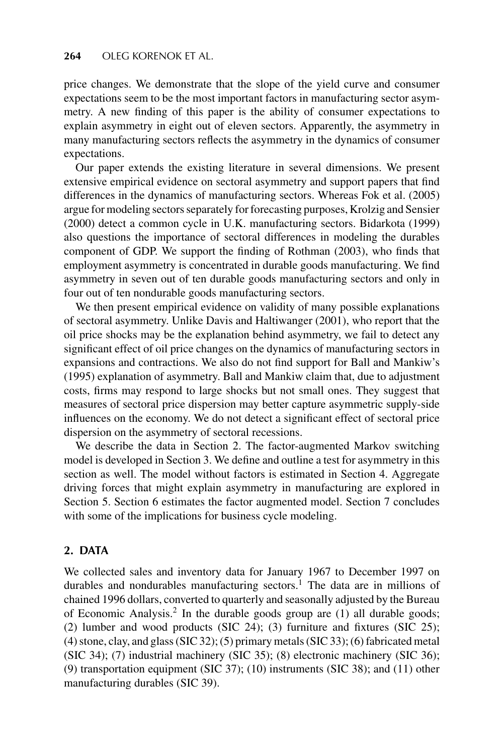price changes. We demonstrate that the slope of the yield curve and consumer expectations seem to be the most important factors in manufacturing sector asymmetry. A new finding of this paper is the ability of consumer expectations to explain asymmetry in eight out of eleven sectors. Apparently, the asymmetry in many manufacturing sectors reflects the asymmetry in the dynamics of consumer expectations.

Our paper extends the existing literature in several dimensions. We present extensive empirical evidence on sectoral asymmetry and support papers that find differences in the dynamics of manufacturing sectors. Whereas Fok et al. (2005) argue for modeling sectors separately for forecasting purposes, Krolzig and Sensier (2000) detect a common cycle in U.K. manufacturing sectors. Bidarkota (1999) also questions the importance of sectoral differences in modeling the durables component of GDP. We support the finding of Rothman (2003), who finds that employment asymmetry is concentrated in durable goods manufacturing. We find asymmetry in seven out of ten durable goods manufacturing sectors and only in four out of ten nondurable goods manufacturing sectors.

We then present empirical evidence on validity of many possible explanations of sectoral asymmetry. Unlike Davis and Haltiwanger (2001), who report that the oil price shocks may be the explanation behind asymmetry, we fail to detect any significant effect of oil price changes on the dynamics of manufacturing sectors in expansions and contractions. We also do not find support for Ball and Mankiw's (1995) explanation of asymmetry. Ball and Mankiw claim that, due to adjustment costs, firms may respond to large shocks but not small ones. They suggest that measures of sectoral price dispersion may better capture asymmetric supply-side influences on the economy. We do not detect a significant effect of sectoral price dispersion on the asymmetry of sectoral recessions.

We describe the data in Section 2. The factor-augmented Markov switching model is developed in Section 3. We define and outline a test for asymmetry in this section as well. The model without factors is estimated in Section 4. Aggregate driving forces that might explain asymmetry in manufacturing are explored in Section 5. Section 6 estimates the factor augmented model. Section 7 concludes with some of the implications for business cycle modeling.

## 2. DATA

We collected sales and inventory data for January 1967 to December 1997 on durables and nondurables manufacturing sectors.[1] The data are in millions of chained 1996 dollars, converted to quarterly and seasonally adjusted by the Bureau of Economic Analysis.[2] In the durable goods group are (1) all durable goods; (2) lumber and wood products (SIC 24); (3) furniture and fixtures (SIC 25); (4) stone, clay, and glass (SIC 32); (5) primary metals (SIC 33); (6) fabricated metal (SIC 34); (7) industrial machinery (SIC 35); (8) electronic machinery (SIC 36); (9) transportation equipment (SIC 37); (10) instruments (SIC 38); and (11) other manufacturing durables (SIC 39).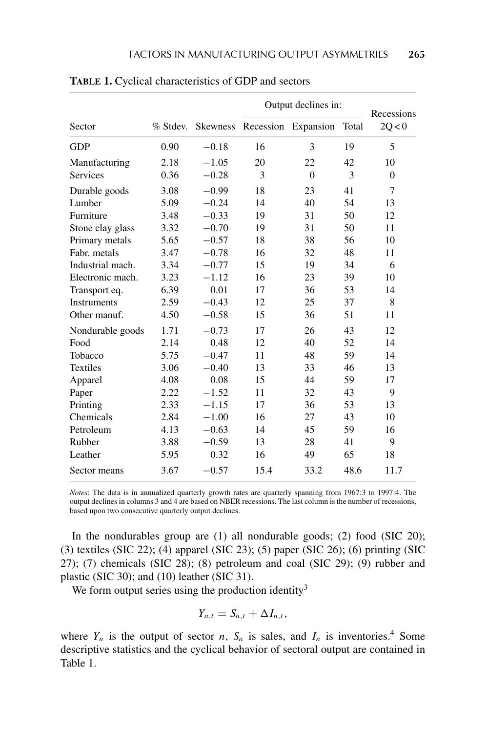**TABLE 1.** Cyclical characteristics of GDP and sectors

| Sector | % Stdev. | Skewness | Output declines in: Recession | Expansion | Total | Recessions 2Q < 0 |
|---|---|---|---|---|---|---|
| GDP | 0.90 | −0.18 | 16 | 3 | 19 | 5 |
| Manufacturing | 2.18 | −1.05 | 20 | 22 | 42 | 10 |
| Services | 0.36 | −0.28 | 3 | 0 | 3 | 0 |
| Durable goods | 3.08 | −0.99 | 18 | 23 | 41 | 7 |
| Lumber | 5.09 | −0.24 | 14 | 40 | 54 | 13 |
| Furniture | 3.48 | −0.33 | 19 | 31 | 50 | 12 |
| Stone clay glass | 3.32 | −0.70 | 19 | 31 | 50 | 11 |
| Primary metals | 5.65 | −0.57 | 18 | 38 | 56 | 10 |
| Fabr. metals | 3.47 | −0.78 | 16 | 32 | 48 | 11 |
| Industrial mach. | 3.34 | −0.77 | 15 | 19 | 34 | 6 |
| Electronic mach. | 3.23 | −1.12 | 16 | 23 | 39 | 10 |
| Transport eq. | 6.39 | 0.01 | 17 | 36 | 53 | 14 |
| Instruments | 2.59 | −0.43 | 12 | 25 | 37 | 8 |
| Other manuf. | 4.50 | −0.58 | 15 | 36 | 51 | 11 |
| Nondurable goods | 1.71 | −0.73 | 17 | 26 | 43 | 12 |
| Food | 2.14 | 0.48 | 12 | 40 | 52 | 14 |
| Tobacco | 5.75 | −0.47 | 11 | 48 | 59 | 14 |
| Textiles | 3.06 | −0.40 | 13 | 33 | 46 | 13 |
| Apparel | 4.08 | 0.08 | 15 | 44 | 59 | 17 |
| Paper | 2.22 | −1.52 | 11 | 32 | 43 | 9 |
| Printing | 2.33 | −1.15 | 17 | 36 | 53 | 13 |
| Chemicals | 2.84 | −1.00 | 16 | 27 | 43 | 10 |
| Petroleum | 4.13 | −0.63 | 14 | 45 | 59 | 16 |
| Rubber | 3.88 | −0.59 | 13 | 28 | 41 | 9 |
| Leather | 5.95 | 0.32 | 16 | 49 | 65 | 18 |
| Sector means | 3.67 | −0.57 | 15.4 | 33.2 | 48.6 | 11.7 |

*Notes*: The data is in annualized quarterly growth rates are quarterly spanning from 1967:3 to 1997:4. The output declines in columns 3 and 4 are based on NBER recessions. The last column is the number of recessions, based upon two consecutive quarterly output declines.

In the nondurables group are (1) all nondurable goods; (2) food (SIC 20); (3) textiles (SIC 22); (4) apparel (SIC 23); (5) paper (SIC 26); (6) printing (SIC 27); (7) chemicals (SIC 28); (8) petroleum and coal (SIC 29); (9) rubber and plastic (SIC 30); and (10) leather (SIC 31).

We form output series using the production identity[3]

$$Y_{n,t} = S_{n,t} + \Delta I_{n,t},$$

where $Y_n$ is the output of sector $n$, $S_n$ is sales, and $I_n$ is inventories.[4] Some descriptive statistics and the cyclical behavior of sectoral output are contained in Table 1.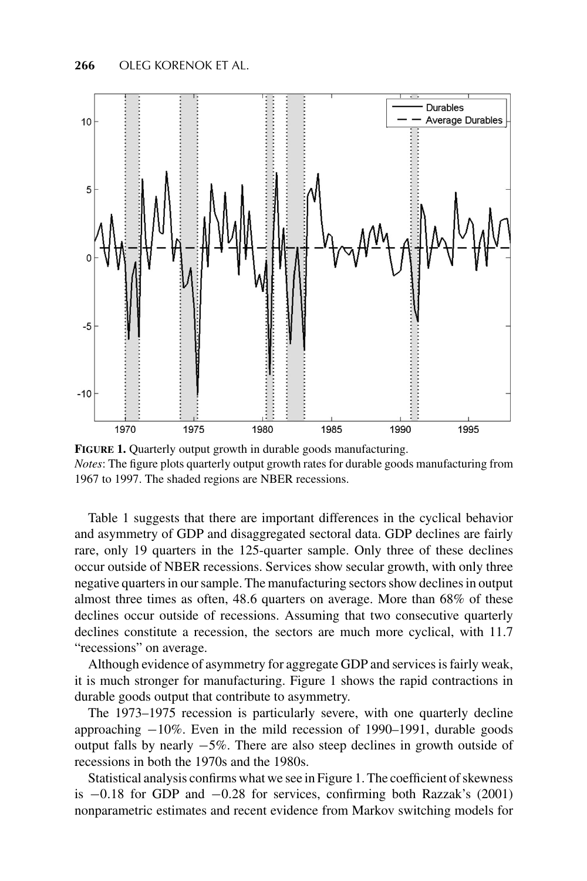**FIGURE 1.** Quarterly output growth in durable goods manufacturing.
*Notes*: The figure plots quarterly output growth rates for durable goods manufacturing from 1967 to 1997. The shaded regions are NBER recessions.

Table 1 suggests that there are important differences in the cyclical behavior and asymmetry of GDP and disaggregated sectoral data. GDP declines are fairly rare, only 19 quarters in the 125-quarter sample. Only three of these declines occur outside of NBER recessions. Services show secular growth, with only three negative quarters in our sample. The manufacturing sectors show declines in output almost three times as often, 48.6 quarters on average. More than 68% of these declines occur outside of recessions. Assuming that two consecutive quarterly declines constitute a recession, the sectors are much more cyclical, with 11.7 "recessions" on average.

Although evidence of asymmetry for aggregate GDP and services is fairly weak, it is much stronger for manufacturing. Figure 1 shows the rapid contractions in durable goods output that contribute to asymmetry.

The 1973–1975 recession is particularly severe, with one quarterly decline approaching −10%. Even in the mild recession of 1990–1991, durable goods output falls by nearly −5%. There are also steep declines in growth outside of recessions in both the 1970s and the 1980s.

Statistical analysis confirms what we see in Figure 1. The coefficient of skewness is −0.18 for GDP and −0.28 for services, confirming both Razzak's (2001) nonparametric estimates and recent evidence from Markov switching models for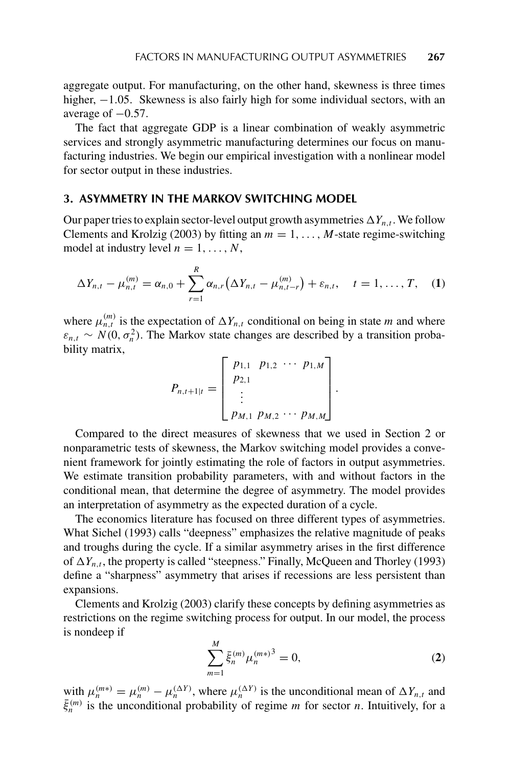aggregate output. For manufacturing, on the other hand, skewness is three times higher, −1.05. Skewness is also fairly high for some individual sectors, with an average of −0.57.

The fact that aggregate GDP is a linear combination of weakly asymmetric services and strongly asymmetric manufacturing determines our focus on manufacturing industries. We begin our empirical investigation with a nonlinear model for sector output in these industries.

## 3. ASYMMETRY IN THE MARKOV SWITCHING MODEL

Our paper tries to explain sector-level output growth asymmetries $\Delta Y_{n,t}$. We follow Clements and Krolzig (2003) by fitting an $m = 1, \ldots, M$-state regime-switching model at industry level $n = 1, \ldots, N$,

$$\Delta Y_{n,t} - \mu_{n,t}^{(m)} = \alpha_{n,0} + \sum_{r=1}^{R} \alpha_{n,r} \left( \Delta Y_{n,t} - \mu_{n,t-r}^{(m)} \right) + \varepsilon_{n,t}, \quad t = 1, \ldots, T, \quad \textbf{(1)}$$

where $\mu_{n,t}^{(m)}$ is the expectation of $\Delta Y_{n,t}$ conditional on being in state $m$ and where $\varepsilon_{n,t} \sim N(0, \sigma_n^2)$. The Markov state changes are described by a transition probability matrix,

$$P_{n,t+1|t} = \begin{bmatrix} p_{1,1} & p_{1,2} & \cdots & p_{1,M} \\ p_{2,1} & & & \\ \vdots & & & \\ p_{M,1} & p_{M,2} & \cdots & p_{M,M} \end{bmatrix}.$$

Compared to the direct measures of skewness that we used in Section 2 or nonparametric tests of skewness, the Markov switching model provides a convenient framework for jointly estimating the role of factors in output asymmetries. We estimate transition probability parameters, with and without factors in the conditional mean, that determine the degree of asymmetry. The model provides an interpretation of asymmetry as the expected duration of a cycle.

The economics literature has focused on three different types of asymmetries. What Sichel (1993) calls "deepness" emphasizes the relative magnitude of peaks and troughs during the cycle. If a similar asymmetry arises in the first difference of $\Delta Y_{n,t}$, the property is called "steepness." Finally, McQueen and Thorley (1993) define a "sharpness" asymmetry that arises if recessions are less persistent than expansions.

Clements and Krolzig (2003) clarify these concepts by defining asymmetries as restrictions on the regime switching process for output. In our model, the process is nondeep if

$$\sum_{m=1}^{M} \bar{\xi}_n^{(m)} \mu_n^{(m*)^3} = 0, \quad \textbf{(2)}$$

with $\mu_n^{(m*)} = \mu_n^{(m)} - \mu_n^{(\Delta Y)}$, where $\mu_n^{(\Delta Y)}$ is the unconditional mean of $\Delta Y_{n,t}$ and $\bar{\xi}_n^{(m)}$ is the unconditional probability of regime $m$ for sector $n$. Intuitively, for a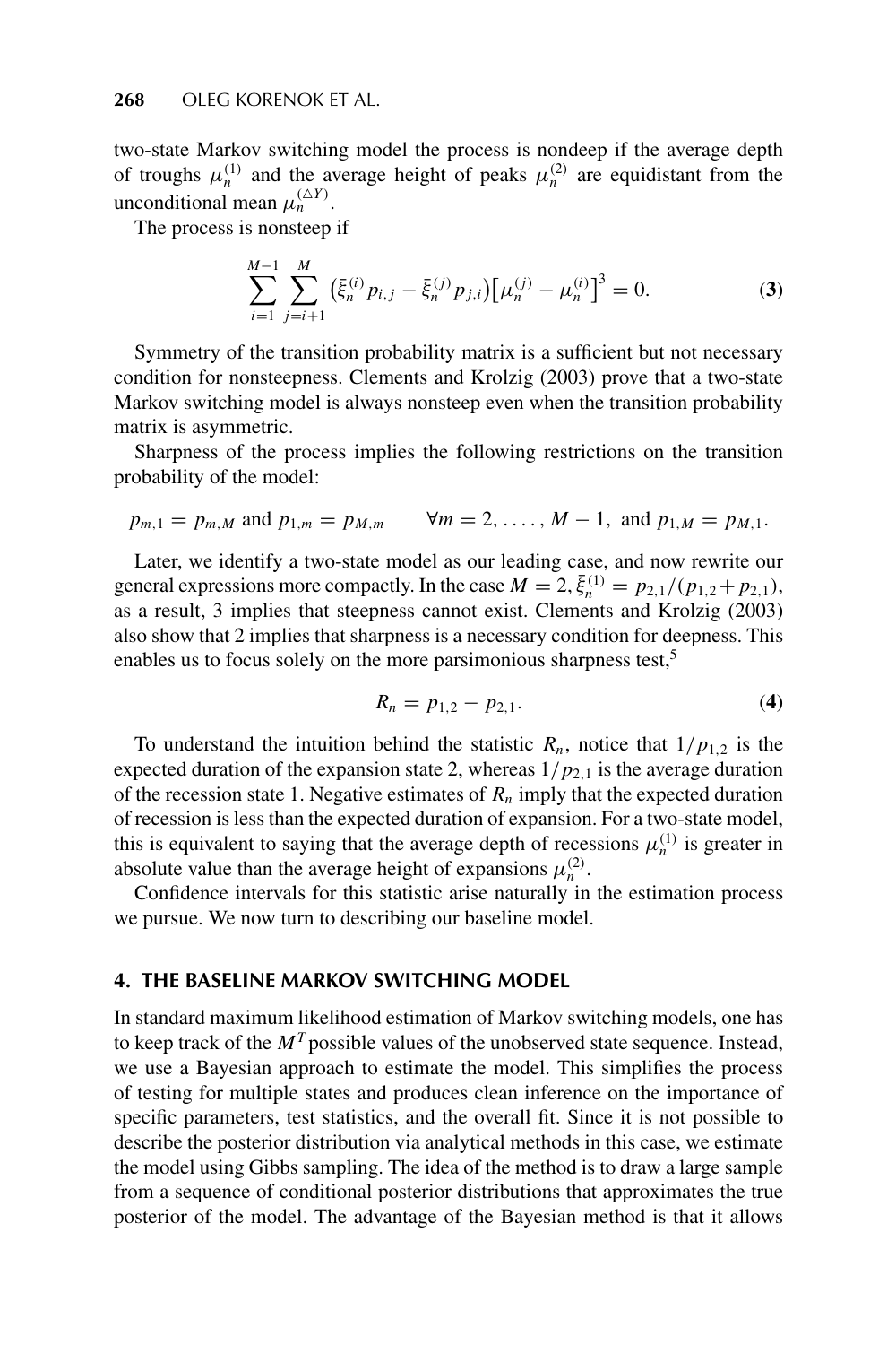two-state Markov switching model the process is nondeep if the average depth of troughs $\mu_n^{(1)}$ and the average height of peaks $\mu_n^{(2)}$ are equidistant from the unconditional mean $\mu_n^{(\triangle Y)}$.

The process is nonsteep if

$$\sum_{i=1}^{M-1} \sum_{j=i+1}^{M} \left(\bar{\xi}_n^{(i)} p_{i,j} - \bar{\xi}_n^{(j)} p_{j,i}\right)\left[\mu_n^{(j)} - \mu_n^{(i)}\right]^3 = 0. \tag{3}$$

Symmetry of the transition probability matrix is a sufficient but not necessary condition for nonsteepness. Clements and Krolzig (2003) prove that a two-state Markov switching model is always nonsteep even when the transition probability matrix is asymmetric.

Sharpness of the process implies the following restrictions on the transition probability of the model:

$$p_{m,1} = p_{m,M} \text{ and } p_{1,m} = p_{M,m} \qquad \forall m = 2, \ldots, M-1, \text{ and } p_{1,M} = p_{M,1}.$$

Later, we identify a two-state model as our leading case, and now rewrite our general expressions more compactly. In the case $M = 2, \bar{\xi}_n^{(1)} = p_{2,1}/(p_{1,2} + p_{2,1})$, as a result, 3 implies that steepness cannot exist. Clements and Krolzig (2003) also show that 2 implies that sharpness is a necessary condition for deepness. This enables us to focus solely on the more parsimonious sharpness test,[5]

$$R_n = p_{1,2} - p_{2,1}. \tag{4}$$

To understand the intuition behind the statistic $R_n$, notice that $1/p_{1,2}$ is the expected duration of the expansion state 2, whereas $1/p_{2,1}$ is the average duration of the recession state 1. Negative estimates of $R_n$ imply that the expected duration of recession is less than the expected duration of expansion. For a two-state model, this is equivalent to saying that the average depth of recessions $\mu_n^{(1)}$ is greater in absolute value than the average height of expansions $\mu_n^{(2)}$.

Confidence intervals for this statistic arise naturally in the estimation process we pursue. We now turn to describing our baseline model.

## 4. THE BASELINE MARKOV SWITCHING MODEL

In standard maximum likelihood estimation of Markov switching models, one has to keep track of the $M^T$ possible values of the unobserved state sequence. Instead, we use a Bayesian approach to estimate the model. This simplifies the process of testing for multiple states and produces clean inference on the importance of specific parameters, test statistics, and the overall fit. Since it is not possible to describe the posterior distribution via analytical methods in this case, we estimate the model using Gibbs sampling. The idea of the method is to draw a large sample from a sequence of conditional posterior distributions that approximates the true posterior of the model. The advantage of the Bayesian method is that it allows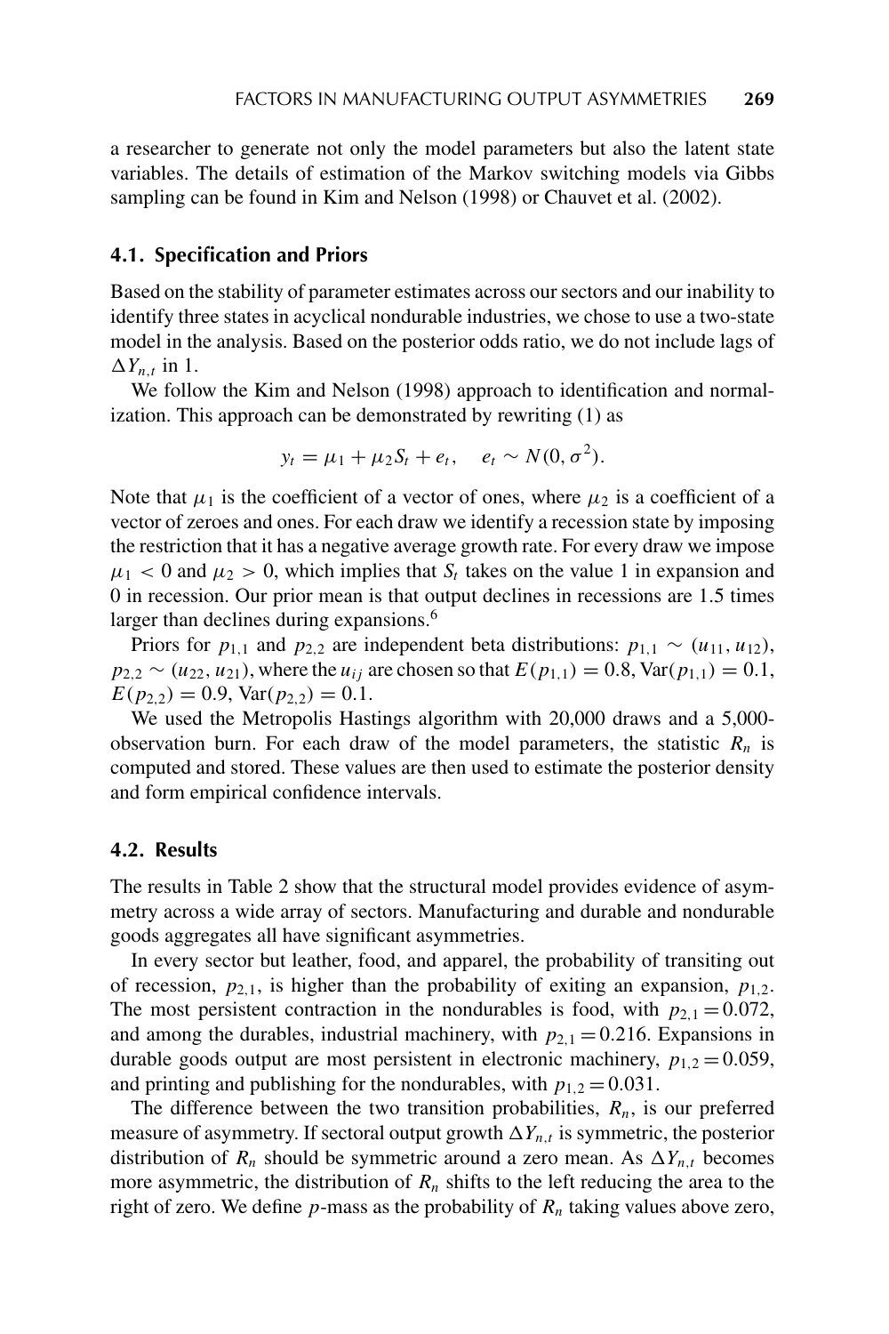a researcher to generate not only the model parameters but also the latent state variables. The details of estimation of the Markov switching models via Gibbs sampling can be found in Kim and Nelson (1998) or Chauvet et al. (2002).

### 4.1. Specification and Priors

Based on the stability of parameter estimates across our sectors and our inability to identify three states in acyclical nondurable industries, we chose to use a two-state model in the analysis. Based on the posterior odds ratio, we do not include lags of $\Delta Y_{n,t}$ in 1.

We follow the Kim and Nelson (1998) approach to identification and normalization. This approach can be demonstrated by rewriting (1) as

$$y_t = \mu_1 + \mu_2 S_t + e_t, \quad e_t \sim N(0, \sigma^2).$$

Note that $\mu_1$ is the coefficient of a vector of ones, where $\mu_2$ is a coefficient of a vector of zeroes and ones. For each draw we identify a recession state by imposing the restriction that it has a negative average growth rate. For every draw we impose $\mu_1 < 0$ and $\mu_2 > 0$, which implies that $S_t$ takes on the value 1 in expansion and 0 in recession. Our prior mean is that output declines in recessions are 1.5 times larger than declines during expansions.[6]

Priors for $p_{1,1}$ and $p_{2,2}$ are independent beta distributions: $p_{1,1} \sim (u_{11}, u_{12})$, $p_{2,2} \sim (u_{22}, u_{21})$, where the $u_{ij}$ are chosen so that $E(p_{1,1}) = 0.8$, $\text{Var}(p_{1,1}) = 0.1$, $E(p_{2,2}) = 0.9$, $\text{Var}(p_{2,2}) = 0.1$.

We used the Metropolis Hastings algorithm with 20,000 draws and a 5,000-observation burn. For each draw of the model parameters, the statistic $R_n$ is computed and stored. These values are then used to estimate the posterior density and form empirical confidence intervals.

### 4.2. Results

The results in Table 2 show that the structural model provides evidence of asymmetry across a wide array of sectors. Manufacturing and durable and nondurable goods aggregates all have significant asymmetries.

In every sector but leather, food, and apparel, the probability of transiting out of recession, $p_{2,1}$, is higher than the probability of exiting an expansion, $p_{1,2}$. The most persistent contraction in the nondurables is food, with $p_{2,1} = 0.072$, and among the durables, industrial machinery, with $p_{2,1} = 0.216$. Expansions in durable goods output are most persistent in electronic machinery, $p_{1,2} = 0.059$, and printing and publishing for the nondurables, with $p_{1,2} = 0.031$.

The difference between the two transition probabilities, $R_n$, is our preferred measure of asymmetry. If sectoral output growth $\Delta Y_{n,t}$ is symmetric, the posterior distribution of $R_n$ should be symmetric around a zero mean. As $\Delta Y_{n,t}$ becomes more asymmetric, the distribution of $R_n$ shifts to the left reducing the area to the right of zero. We define $p$-mass as the probability of $R_n$ taking values above zero,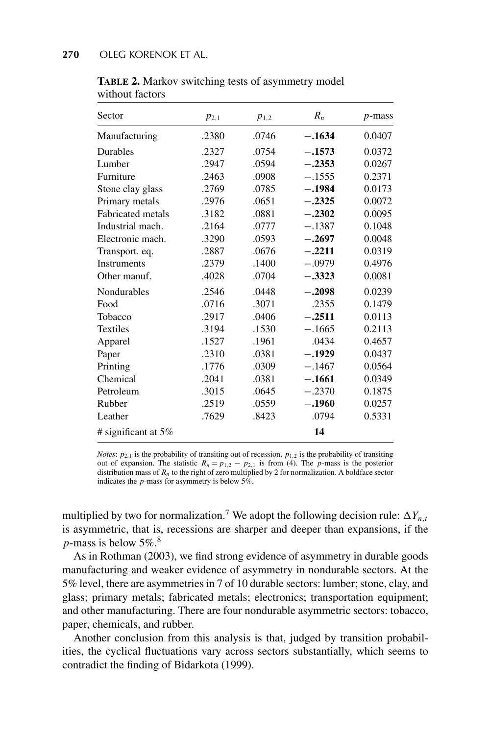**TABLE 2.** Markov switching tests of asymmetry model without factors

| Sector | $p_{2,1}$ | $p_{1,2}$ | $R_n$ | $p$-mass |
|---|---|---|---|---|
| Manufacturing | .2380 | .0746 | **−.1634** | 0.0407 |
| Durables | .2327 | .0754 | **−.1573** | 0.0372 |
| Lumber | .2947 | .0594 | **−.2353** | 0.0267 |
| Furniture | .2463 | .0908 | −.1555 | 0.2371 |
| Stone clay glass | .2769 | .0785 | **−.1984** | 0.0173 |
| Primary metals | .2976 | .0651 | **−.2325** | 0.0072 |
| Fabricated metals | .3182 | .0881 | **−.2302** | 0.0095 |
| Industrial mach. | .2164 | .0777 | −.1387 | 0.1048 |
| Electronic mach. | .3290 | .0593 | **−.2697** | 0.0048 |
| Transport. eq. | .2887 | .0676 | **−.2211** | 0.0319 |
| Instruments | .2379 | .1400 | −.0979 | 0.4976 |
| Other manuf. | .4028 | .0704 | **−.3323** | 0.0081 |
| Nondurables | .2546 | .0448 | **−.2098** | 0.0239 |
| Food | .0716 | .3071 | .2355 | 0.1479 |
| Tobacco | .2917 | .0406 | **−.2511** | 0.0113 |
| Textiles | .3194 | .1530 | −.1665 | 0.2113 |
| Apparel | .1527 | .1961 | .0434 | 0.4657 |
| Paper | .2310 | .0381 | **−.1929** | 0.0437 |
| Printing | .1776 | .0309 | −.1467 | 0.0564 |
| Chemical | .2041 | .0381 | **−.1661** | 0.0349 |
| Petroleum | .3015 | .0645 | −.2370 | 0.1875 |
| Rubber | .2519 | .0559 | **−.1960** | 0.0257 |
| Leather | .7629 | .8423 | .0794 | 0.5331 |
| # significant at 5% | | | **14** | |

*Notes*: $p_{2,1}$ is the probability of transiting out of recession. $p_{1,2}$ is the probability of transiting out of expansion. The statistic $R_n = p_{1,2} - p_{2,1}$ is from (4). The $p$-mass is the posterior distribution mass of $R_n$ to the right of zero multiplied by 2 for normalization. A boldface sector indicates the $p$-mass for asymmetry is below 5%.

multiplied by two for normalization.[7] We adopt the following decision rule: $\Delta Y_{n,t}$ is asymmetric, that is, recessions are sharper and deeper than expansions, if the $p$-mass is below 5%.[8]

As in Rothman (2003), we find strong evidence of asymmetry in durable goods manufacturing and weaker evidence of asymmetry in nondurable sectors. At the 5% level, there are asymmetries in 7 of 10 durable sectors: lumber; stone, clay, and glass; primary metals; fabricated metals; electronics; transportation equipment; and other manufacturing. There are four nondurable asymmetric sectors: tobacco, paper, chemicals, and rubber.

Another conclusion from this analysis is that, judged by transition probabilities, the cyclical fluctuations vary across sectors substantially, which seems to contradict the finding of Bidarkota (1999).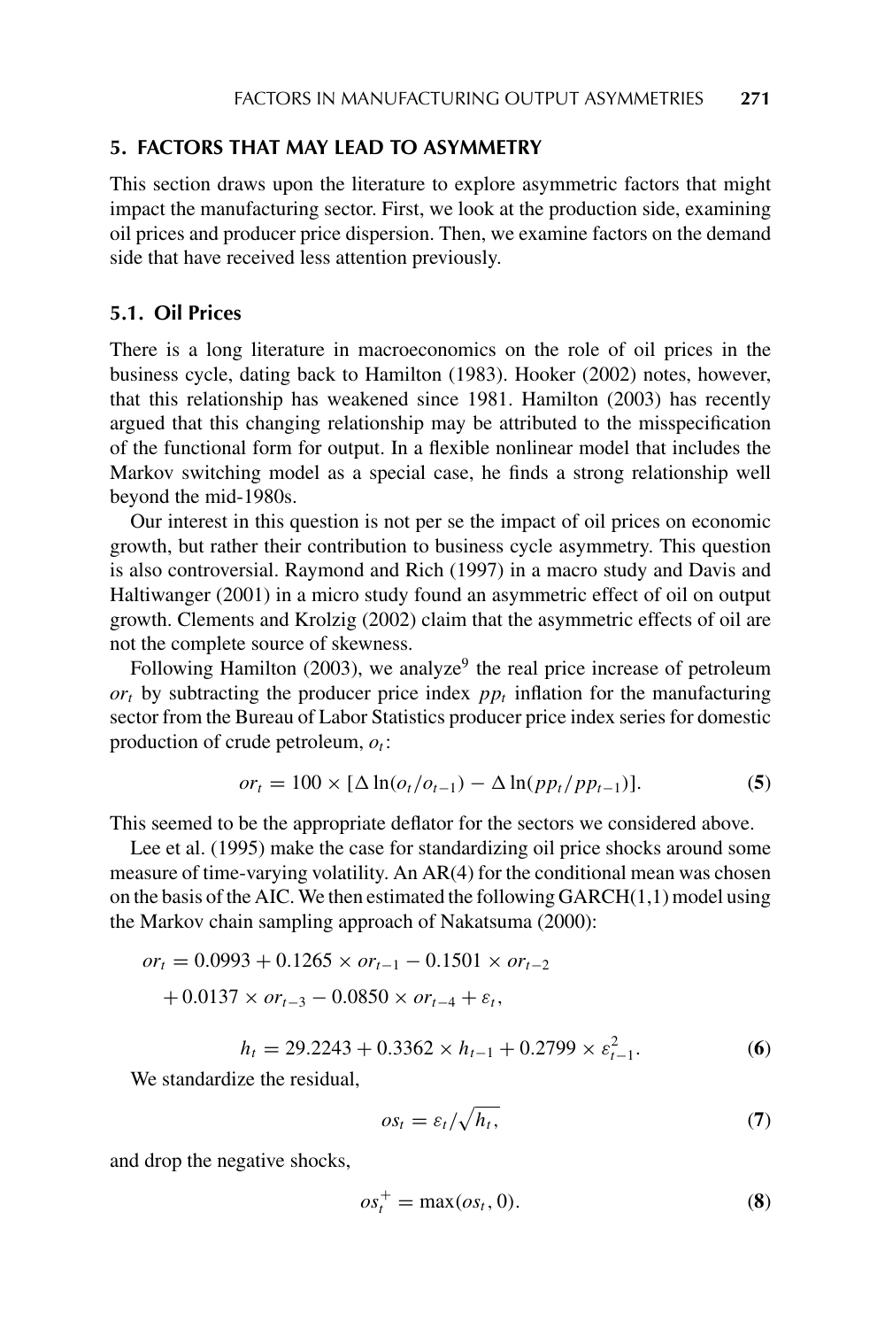## 5. FACTORS THAT MAY LEAD TO ASYMMETRY

This section draws upon the literature to explore asymmetric factors that might impact the manufacturing sector. First, we look at the production side, examining oil prices and producer price dispersion. Then, we examine factors on the demand side that have received less attention previously.

### 5.1. Oil Prices

There is a long literature in macroeconomics on the role of oil prices in the business cycle, dating back to Hamilton (1983). Hooker (2002) notes, however, that this relationship has weakened since 1981. Hamilton (2003) has recently argued that this changing relationship may be attributed to the misspecification of the functional form for output. In a flexible nonlinear model that includes the Markov switching model as a special case, he finds a strong relationship well beyond the mid-1980s.

Our interest in this question is not per se the impact of oil prices on economic growth, but rather their contribution to business cycle asymmetry. This question is also controversial. Raymond and Rich (1997) in a macro study and Davis and Haltiwanger (2001) in a micro study found an asymmetric effect of oil on output growth. Clements and Krolzig (2002) claim that the asymmetric effects of oil are not the complete source of skewness.

Following Hamilton (2003), we analyze[9] the real price increase of petroleum $or_t$ by subtracting the producer price index $pp_t$ inflation for the manufacturing sector from the Bureau of Labor Statistics producer price index series for domestic production of crude petroleum, $o_t$:

$$or_t = 100 \times [\Delta \ln(o_t/o_{t-1}) - \Delta \ln(pp_t/pp_{t-1})]. \tag{5}$$

This seemed to be the appropriate deflator for the sectors we considered above.

Lee et al. (1995) make the case for standardizing oil price shocks around some measure of time-varying volatility. An AR(4) for the conditional mean was chosen on the basis of the AIC. We then estimated the following GARCH(1,1) model using the Markov chain sampling approach of Nakatsuma (2000):

$$\begin{aligned} or_t &= 0.0993 + 0.1265 \times or_{t-1} - 0.1501 \times or_{t-2} \\ &\quad + 0.0137 \times or_{t-3} - 0.0850 \times or_{t-4} + \varepsilon_t, \end{aligned}$$

$$h_t = 29.2243 + 0.3362 \times h_{t-1} + 0.2799 \times \varepsilon_{t-1}^2. \tag{6}$$

We standardize the residual,

$$os_t = \varepsilon_t / \sqrt{h_t}, \tag{7}$$

and drop the negative shocks,

$$os_t^+ = \max(os_t, 0). \tag{8}$$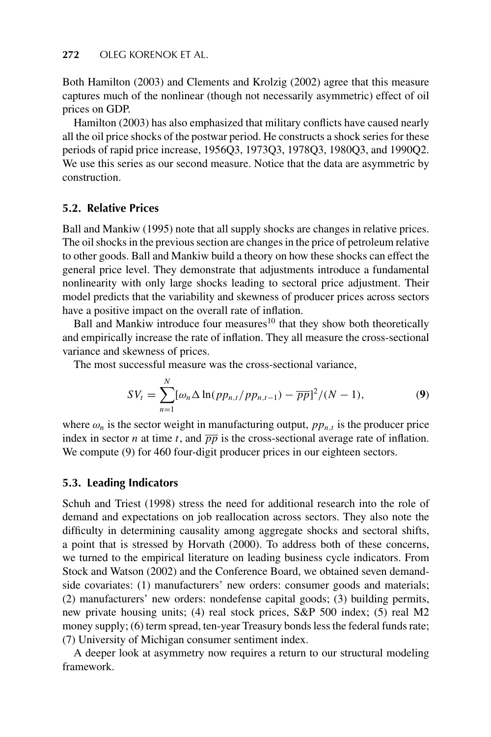Both Hamilton (2003) and Clements and Krolzig (2002) agree that this measure captures much of the nonlinear (though not necessarily asymmetric) effect of oil prices on GDP.

Hamilton (2003) has also emphasized that military conflicts have caused nearly all the oil price shocks of the postwar period. He constructs a shock series for these periods of rapid price increase, 1956Q3, 1973Q3, 1978Q3, 1980Q3, and 1990Q2. We use this series as our second measure. Notice that the data are asymmetric by construction.

### 5.2. Relative Prices

Ball and Mankiw (1995) note that all supply shocks are changes in relative prices. The oil shocks in the previous section are changes in the price of petroleum relative to other goods. Ball and Mankiw build a theory on how these shocks can effect the general price level. They demonstrate that adjustments introduce a fundamental nonlinearity with only large shocks leading to sectoral price adjustment. Their model predicts that the variability and skewness of producer prices across sectors have a positive impact on the overall rate of inflation.

Ball and Mankiw introduce four measures[10] that they show both theoretically and empirically increase the rate of inflation. They all measure the cross-sectional variance and skewness of prices.

The most successful measure was the cross-sectional variance,

$$SV_t = \sum_{n=1}^{N} [\omega_n \Delta \ln(pp_{n,t}/pp_{n,t-1}) - \overline{pp}]^2/(N-1), \tag{9}$$

where $\omega_n$ is the sector weight in manufacturing output, $pp_{n,t}$ is the producer price index in sector $n$ at time $t$, and $\overline{pp}$ is the cross-sectional average rate of inflation. We compute (9) for 460 four-digit producer prices in our eighteen sectors.

### 5.3. Leading Indicators

Schuh and Triest (1998) stress the need for additional research into the role of demand and expectations on job reallocation across sectors. They also note the difficulty in determining causality among aggregate shocks and sectoral shifts, a point that is stressed by Horvath (2000). To address both of these concerns, we turned to the empirical literature on leading business cycle indicators. From Stock and Watson (2002) and the Conference Board, we obtained seven demand-side covariates: (1) manufacturers' new orders: consumer goods and materials; (2) manufacturers' new orders: nondefense capital goods; (3) building permits, new private housing units; (4) real stock prices, S&P 500 index; (5) real M2 money supply; (6) term spread, ten-year Treasury bonds less the federal funds rate; (7) University of Michigan consumer sentiment index.

A deeper look at asymmetry now requires a return to our structural modeling framework.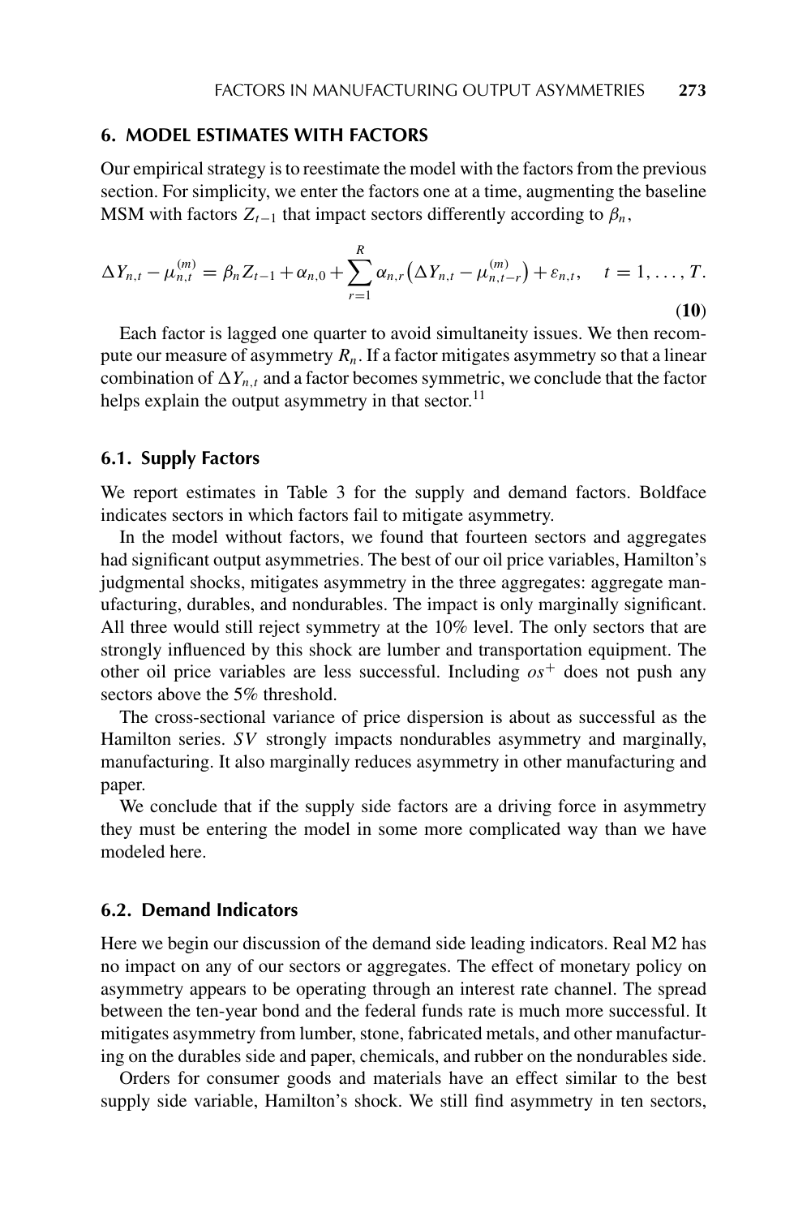## 6. MODEL ESTIMATES WITH FACTORS

Our empirical strategy is to reestimate the model with the factors from the previous section. For simplicity, we enter the factors one at a time, augmenting the baseline MSM with factors $Z_{t-1}$ that impact sectors differently according to $\beta_n$,

$$\Delta Y_{n,t} - \mu_{n,t}^{(m)} = \beta_n Z_{t-1} + \alpha_{n,0} + \sum_{r=1}^{R} \alpha_{n,r}\left(\Delta Y_{n,t} - \mu_{n,t-r}^{(m)}\right) + \varepsilon_{n,t}, \quad t = 1, \ldots, T. \tag{10}$$

Each factor is lagged one quarter to avoid simultaneity issues. We then recompute our measure of asymmetry $R_n$. If a factor mitigates asymmetry so that a linear combination of $\Delta Y_{n,t}$ and a factor becomes symmetric, we conclude that the factor helps explain the output asymmetry in that sector.[11]

### 6.1. Supply Factors

We report estimates in Table 3 for the supply and demand factors. Boldface indicates sectors in which factors fail to mitigate asymmetry.

In the model without factors, we found that fourteen sectors and aggregates had significant output asymmetries. The best of our oil price variables, Hamilton's judgmental shocks, mitigates asymmetry in the three aggregates: aggregate manufacturing, durables, and nondurables. The impact is only marginally significant. All three would still reject symmetry at the 10% level. The only sectors that are strongly influenced by this shock are lumber and transportation equipment. The other oil price variables are less successful. Including $os^+$ does not push any sectors above the 5% threshold.

The cross-sectional variance of price dispersion is about as successful as the Hamilton series. $SV$ strongly impacts nondurables asymmetry and marginally, manufacturing. It also marginally reduces asymmetry in other manufacturing and paper.

We conclude that if the supply side factors are a driving force in asymmetry they must be entering the model in some more complicated way than we have modeled here.

### 6.2. Demand Indicators

Here we begin our discussion of the demand side leading indicators. Real M2 has no impact on any of our sectors or aggregates. The effect of monetary policy on asymmetry appears to be operating through an interest rate channel. The spread between the ten-year bond and the federal funds rate is much more successful. It mitigates asymmetry from lumber, stone, fabricated metals, and other manufacturing on the durables side and paper, chemicals, and rubber on the nondurables side.

Orders for consumer goods and materials have an effect similar to the best supply side variable, Hamilton's shock. We still find asymmetry in ten sectors,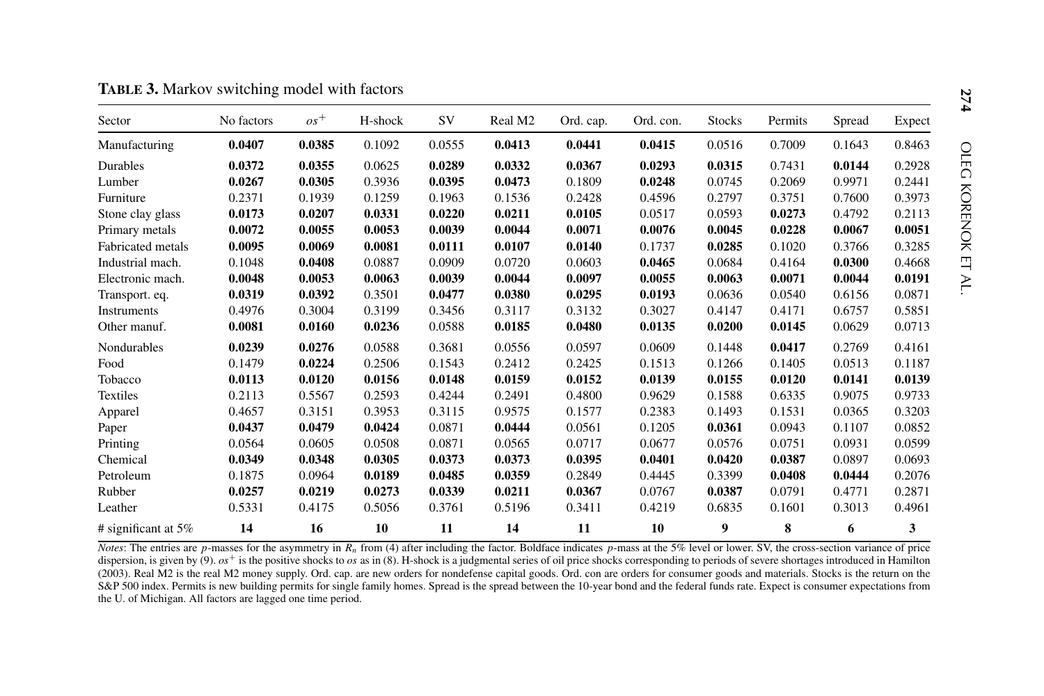**TABLE 3.** Markov switching model with factors

| Sector | No factors | $os^+$ | H-shock | SV | Real M2 | Ord. cap. | Ord. con. | Stocks | Permits | Spread | Expect |
|---|---|---|---|---|---|---|---|---|---|---|---|
| Manufacturing | **0.0407** | **0.0385** | 0.1092 | 0.0555 | **0.0413** | **0.0441** | **0.0415** | 0.0516 | 0.7009 | 0.1643 | 0.8463 |
| Durables | **0.0372** | **0.0355** | 0.0625 | **0.0289** | **0.0332** | **0.0367** | **0.0293** | **0.0315** | 0.7431 | **0.0144** | 0.2928 |
| Lumber | **0.0267** | **0.0305** | 0.3936 | **0.0395** | **0.0473** | 0.1809 | **0.0248** | 0.0745 | 0.2069 | 0.9971 | 0.2441 |
| Furniture | 0.2371 | 0.1939 | 0.1259 | 0.1963 | 0.1536 | 0.2428 | 0.4596 | 0.2797 | 0.3751 | 0.7600 | 0.3973 |
| Stone clay glass | **0.0173** | **0.0207** | **0.0331** | **0.0220** | **0.0211** | **0.0105** | 0.0517 | 0.0593 | **0.0273** | 0.4792 | 0.2113 |
| Primary metals | **0.0072** | **0.0055** | **0.0053** | **0.0039** | **0.0044** | **0.0071** | **0.0076** | **0.0045** | **0.0228** | **0.0067** | **0.0051** |
| Fabricated metals | **0.0095** | **0.0069** | **0.0081** | **0.0111** | **0.0107** | **0.0140** | 0.1737 | **0.0285** | 0.1020 | 0.3766 | 0.3285 |
| Industrial mach. | 0.1048 | **0.0408** | 0.0887 | 0.0909 | 0.0720 | 0.0603 | **0.0465** | 0.0684 | 0.4164 | **0.0300** | 0.4668 |
| Electronic mach. | **0.0048** | **0.0053** | **0.0063** | **0.0039** | **0.0044** | **0.0097** | **0.0055** | **0.0063** | **0.0071** | **0.0044** | **0.0191** |
| Transport. eq. | **0.0319** | **0.0392** | 0.3501 | **0.0477** | **0.0380** | **0.0295** | **0.0193** | 0.0636 | 0.0540 | 0.6156 | 0.0871 |
| Instruments | 0.4976 | 0.3004 | 0.3199 | 0.3456 | 0.3117 | 0.3132 | 0.3027 | 0.4147 | 0.4171 | 0.6757 | 0.5851 |
| Other manuf. | **0.0081** | **0.0160** | **0.0236** | 0.0588 | **0.0185** | **0.0480** | **0.0135** | **0.0200** | **0.0145** | 0.0629 | 0.0713 |
| Nondurables | **0.0239** | **0.0276** | 0.0588 | 0.3681 | 0.0556 | 0.0597 | 0.0609 | 0.1448 | **0.0417** | 0.2769 | 0.4161 |
| Food | 0.1479 | **0.0224** | 0.2506 | 0.1543 | 0.2412 | 0.2425 | 0.1513 | 0.1266 | 0.1405 | 0.0513 | 0.1187 |
| Tobacco | **0.0113** | **0.0120** | **0.0156** | **0.0148** | **0.0159** | **0.0152** | **0.0139** | **0.0155** | **0.0120** | **0.0141** | **0.0139** |
| Textiles | 0.2113 | 0.5567 | 0.2593 | 0.4244 | 0.2491 | 0.4800 | 0.9629 | 0.1588 | 0.6335 | 0.9075 | 0.9733 |
| Apparel | 0.4657 | 0.3151 | 0.3953 | 0.3115 | 0.9575 | 0.1577 | 0.2383 | 0.1493 | 0.1531 | 0.0365 | 0.3203 |
| Paper | **0.0437** | **0.0479** | **0.0424** | 0.0871 | **0.0444** | 0.0561 | 0.1205 | **0.0361** | 0.0943 | 0.1107 | 0.0852 |
| Printing | 0.0564 | 0.0605 | 0.0508 | 0.0871 | 0.0565 | 0.0717 | 0.0677 | 0.0576 | 0.0751 | 0.0931 | 0.0599 |
| Chemical | **0.0349** | **0.0348** | **0.0305** | **0.0373** | **0.0373** | **0.0395** | **0.0401** | **0.0420** | **0.0387** | 0.0897 | 0.0693 |
| Petroleum | 0.1875 | 0.0964 | **0.0189** | **0.0485** | **0.0359** | 0.2849 | 0.4445 | 0.3399 | **0.0408** | **0.0444** | 0.2076 |
| Rubber | **0.0257** | **0.0219** | **0.0273** | **0.0339** | **0.0211** | **0.0367** | 0.0767 | **0.0387** | 0.0791 | 0.4771 | 0.2871 |
| Leather | 0.5331 | 0.4175 | 0.5056 | 0.3761 | 0.5196 | 0.3411 | 0.4219 | 0.6835 | 0.1601 | 0.3013 | 0.4961 |
| # significant at 5% | **14** | **16** | **10** | **11** | **14** | **11** | **10** | **9** | **8** | **6** | **3** |

*Notes*: The entries are $p$-masses for the asymmetry in $R_n$ from (4) after including the factor. Boldface indicates $p$-mass at the 5% level or lower. SV, the cross-section variance of price dispersion, is given by (9). $os^+$ is the positive shocks to $os$ as in (8). H-shock is a judgmental series of oil price shocks corresponding to periods of severe shortages introduced in Hamilton (2003). Real M2 is the real M2 money supply. Ord. cap. are new orders for nondefense capital goods. Ord. con are orders for consumer goods and materials. Stocks is the return on the S&P 500 index. Permits is new building permits for single family homes. Spread is the spread between the 10-year bond and the federal funds rate. Expect is consumer expectations from the U. of Michigan. All factors are lagged one time period.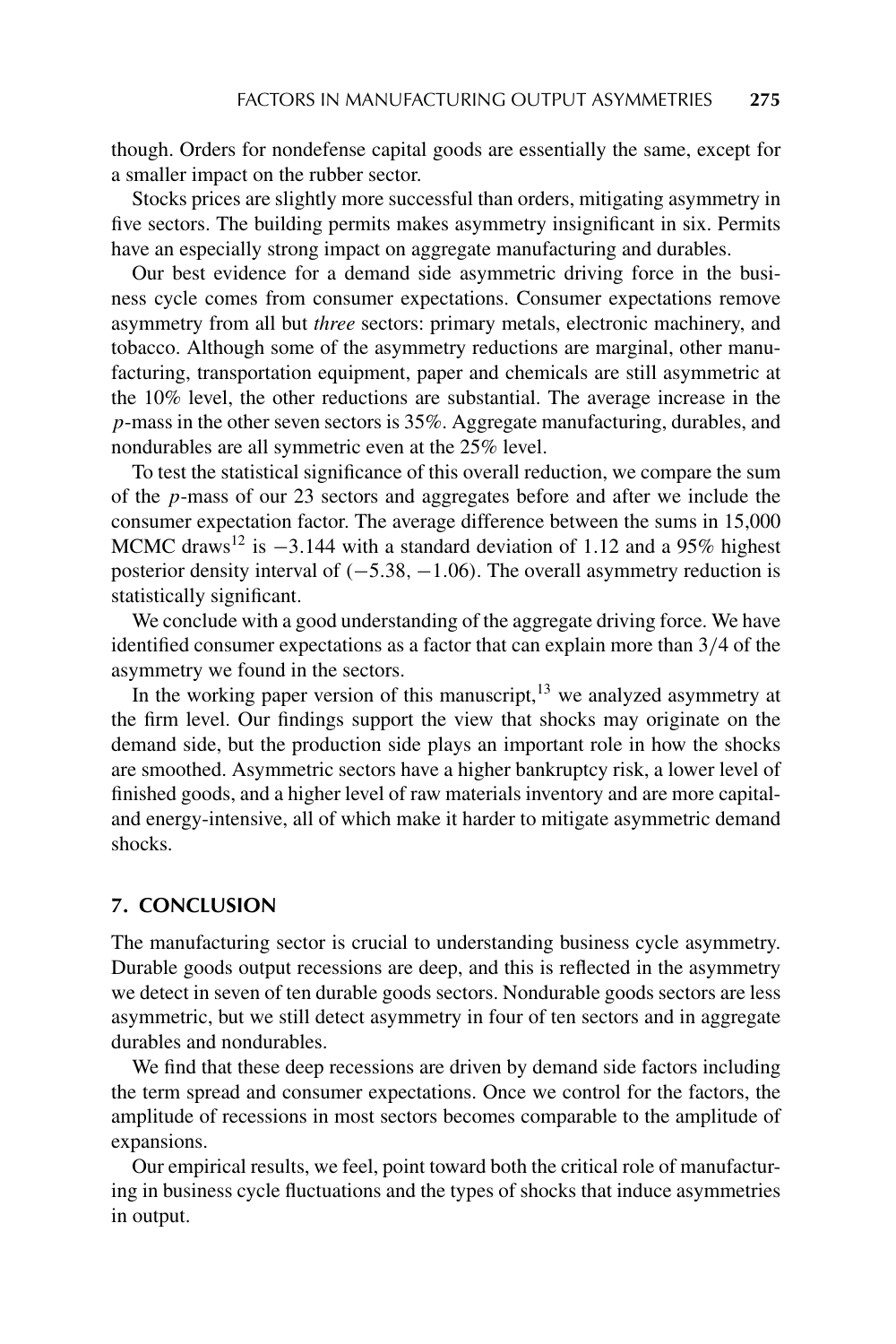though. Orders for nondefense capital goods are essentially the same, except for a smaller impact on the rubber sector.

Stocks prices are slightly more successful than orders, mitigating asymmetry in five sectors. The building permits makes asymmetry insignificant in six. Permits have an especially strong impact on aggregate manufacturing and durables.

Our best evidence for a demand side asymmetric driving force in the business cycle comes from consumer expectations. Consumer expectations remove asymmetry from all but *three* sectors: primary metals, electronic machinery, and tobacco. Although some of the asymmetry reductions are marginal, other manufacturing, transportation equipment, paper and chemicals are still asymmetric at the 10% level, the other reductions are substantial. The average increase in the $p$-mass in the other seven sectors is 35%. Aggregate manufacturing, durables, and nondurables are all symmetric even at the 25% level.

To test the statistical significance of this overall reduction, we compare the sum of the $p$-mass of our 23 sectors and aggregates before and after we include the consumer expectation factor. The average difference between the sums in 15,000 MCMC draws[12] is $-3.144$ with a standard deviation of 1.12 and a 95% highest posterior density interval of $(-5.38, -1.06)$. The overall asymmetry reduction is statistically significant.

We conclude with a good understanding of the aggregate driving force. We have identified consumer expectations as a factor that can explain more than 3/4 of the asymmetry we found in the sectors.

In the working paper version of this manuscript,[13] we analyzed asymmetry at the firm level. Our findings support the view that shocks may originate on the demand side, but the production side plays an important role in how the shocks are smoothed. Asymmetric sectors have a higher bankruptcy risk, a lower level of finished goods, and a higher level of raw materials inventory and are more capital- and energy-intensive, all of which make it harder to mitigate asymmetric demand shocks.

## 7. CONCLUSION

The manufacturing sector is crucial to understanding business cycle asymmetry. Durable goods output recessions are deep, and this is reflected in the asymmetry we detect in seven of ten durable goods sectors. Nondurable goods sectors are less asymmetric, but we still detect asymmetry in four of ten sectors and in aggregate durables and nondurables.

We find that these deep recessions are driven by demand side factors including the term spread and consumer expectations. Once we control for the factors, the amplitude of recessions in most sectors becomes comparable to the amplitude of expansions.

Our empirical results, we feel, point toward both the critical role of manufacturing in business cycle fluctuations and the types of shocks that induce asymmetries in output.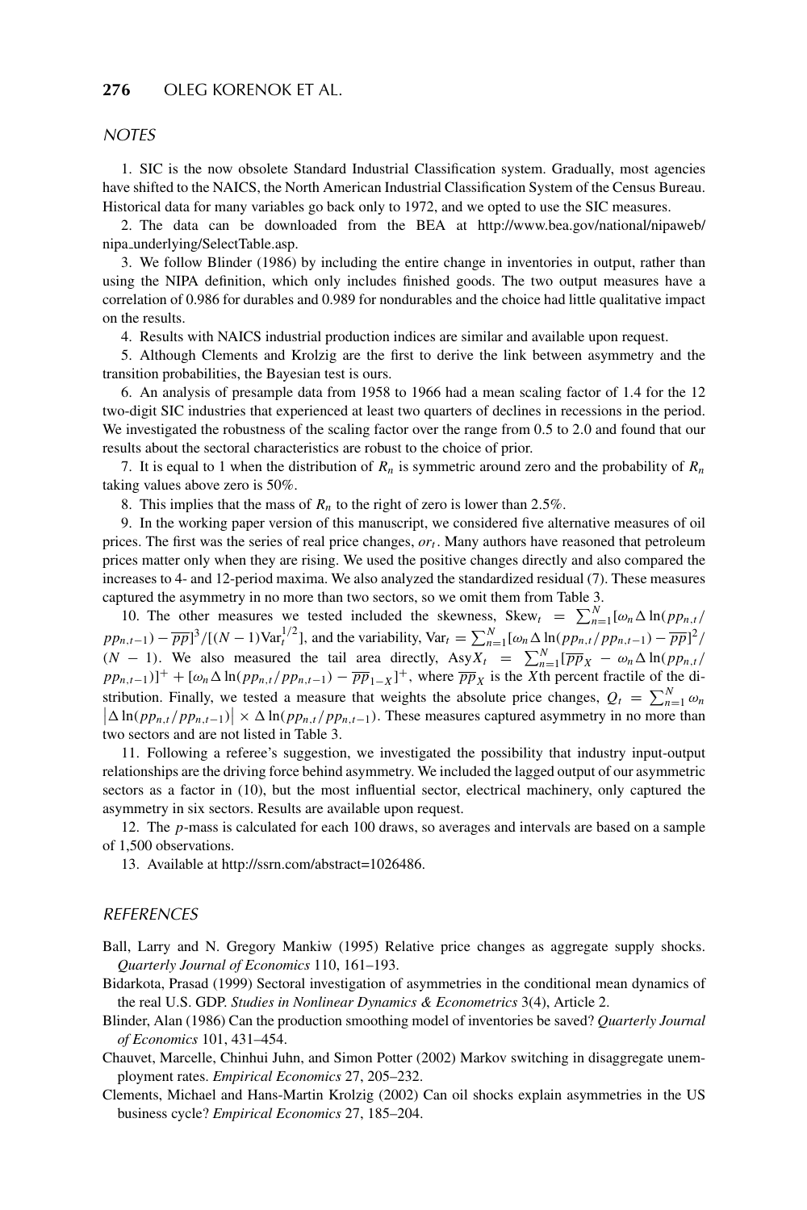## NOTES

1. SIC is the now obsolete Standard Industrial Classification system. Gradually, most agencies have shifted to the NAICS, the North American Industrial Classification System of the Census Bureau. Historical data for many variables go back only to 1972, and we opted to use the SIC measures.

2. The data can be downloaded from the BEA at http://www.bea.gov/national/nipaweb/nipa_underlying/SelectTable.asp.

3. We follow Blinder (1986) by including the entire change in inventories in output, rather than using the NIPA definition, which only includes finished goods. The two output measures have a correlation of 0.986 for durables and 0.989 for nondurables and the choice had little qualitative impact on the results.

4. Results with NAICS industrial production indices are similar and available upon request.

5. Although Clements and Krolzig are the first to derive the link between asymmetry and the transition probabilities, the Bayesian test is ours.

6. An analysis of presample data from 1958 to 1966 had a mean scaling factor of 1.4 for the 12 two-digit SIC industries that experienced at least two quarters of declines in recessions in the period. We investigated the robustness of the scaling factor over the range from 0.5 to 2.0 and found that our results about the sectoral characteristics are robust to the choice of prior.

7. It is equal to 1 when the distribution of $R_n$ is symmetric around zero and the probability of $R_n$ taking values above zero is 50%.

8. This implies that the mass of $R_n$ to the right of zero is lower than 2.5%.

9. In the working paper version of this manuscript, we considered five alternative measures of oil prices. The first was the series of real price changes, $or_t$. Many authors have reasoned that petroleum prices matter only when they are rising. We used the positive changes directly and also compared the increases to 4- and 12-period maxima. We also analyzed the standardized residual (7). These measures captured the asymmetry in no more than two sectors, so we omit them from Table 3.

10. The other measures we tested included the skewness, $\text{Skew}_t = \sum_{n=1}^{N}[\omega_n \Delta \ln(pp_{n,t}/pp_{n,t-1}) - \overline{pp}]^3/[(N-1)\text{Var}_t^{1/2}]$, and the variability, $\text{Var}_t = \sum_{n=1}^{N}[\omega_n \Delta \ln(pp_{n,t}/pp_{n,t-1}) - \overline{pp}]^2/(N-1)$. We also measured the tail area directly, $\text{Asy}X_t = \sum_{n=1}^{N}[\overline{pp}_X - \omega_n \Delta \ln(pp_{n,t}/pp_{n,t-1})]^+ + [\omega_n \Delta \ln(pp_{n,t}/pp_{n,t-1}) - \overline{pp}_{1-X}]^+$, where $\overline{pp}_X$ is the $X$th percent fractile of the distribution. Finally, we tested a measure that weights the absolute price changes, $Q_t = \sum_{n=1}^{N}\omega_n \left|\Delta \ln(pp_{n,t}/pp_{n,t-1})\right| \times \Delta \ln(pp_{n,t}/pp_{n,t-1})$. These measures captured asymmetry in no more than two sectors and are not listed in Table 3.

11. Following a referee's suggestion, we investigated the possibility that industry input-output relationships are the driving force behind asymmetry. We included the lagged output of our asymmetric sectors as a factor in (10), but the most influential sector, electrical machinery, only captured the asymmetry in six sectors. Results are available upon request.

12. The $p$-mass is calculated for each 100 draws, so averages and intervals are based on a sample of 1,500 observations.

13. Available at http://ssrn.com/abstract=1026486.

## REFERENCES

Ball, Larry and N. Gregory Mankiw (1995) Relative price changes as aggregate supply shocks. *Quarterly Journal of Economics* 110, 161–193.

Bidarkota, Prasad (1999) Sectoral investigation of asymmetries in the conditional mean dynamics of the real U.S. GDP. *Studies in Nonlinear Dynamics & Econometrics* 3(4), Article 2.

Blinder, Alan (1986) Can the production smoothing model of inventories be saved? *Quarterly Journal of Economics* 101, 431–454.

Chauvet, Marcelle, Chinhui Juhn, and Simon Potter (2002) Markov switching in disaggregate unemployment rates. *Empirical Economics* 27, 205–232.

Clements, Michael and Hans-Martin Krolzig (2002) Can oil shocks explain asymmetries in the US business cycle? *Empirical Economics* 27, 185–204.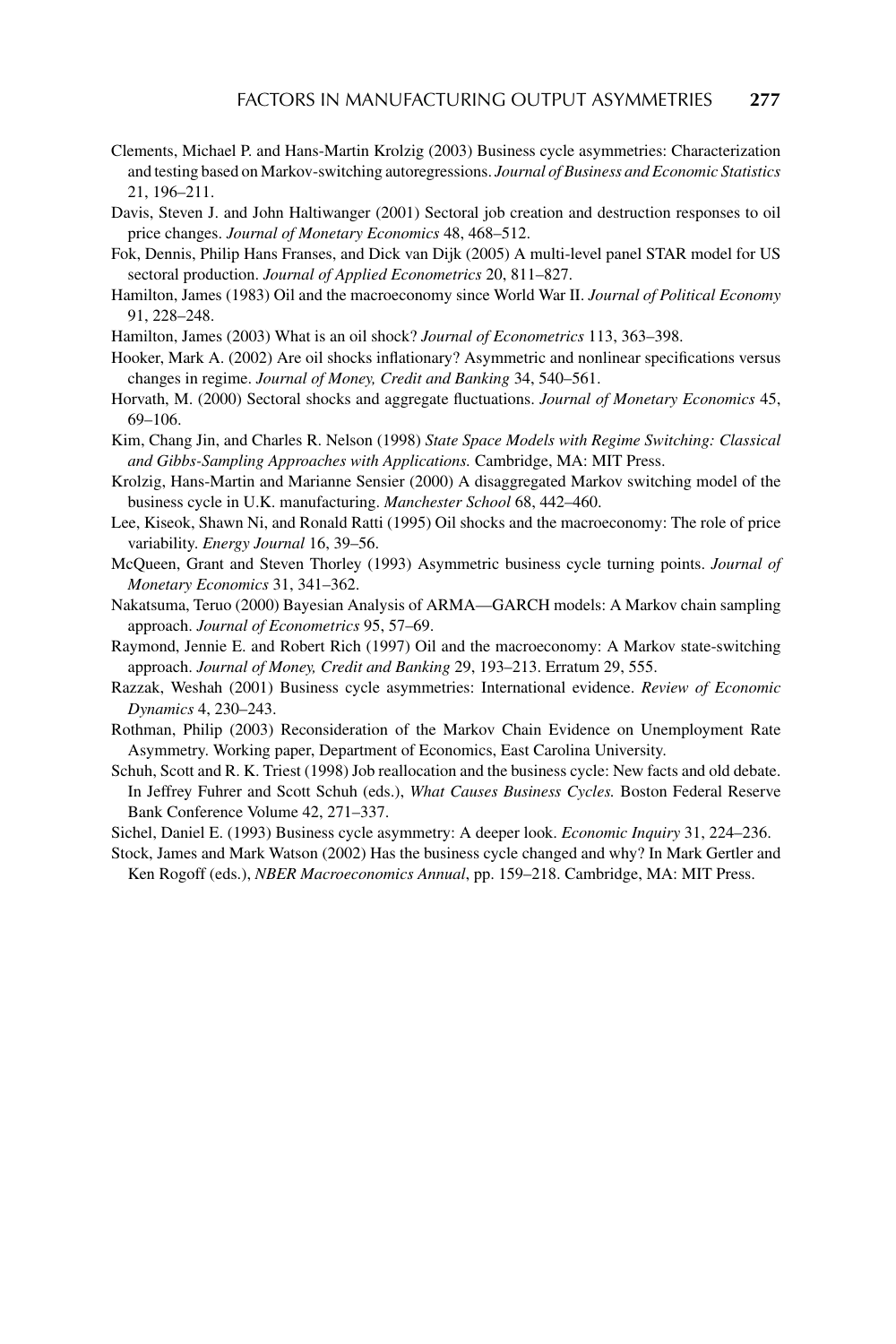Clements, Michael P. and Hans-Martin Krolzig (2003) Business cycle asymmetries: Characterization and testing based on Markov-switching autoregressions. *Journal of Business and Economic Statistics* 21, 196–211.

Davis, Steven J. and John Haltiwanger (2001) Sectoral job creation and destruction responses to oil price changes. *Journal of Monetary Economics* 48, 468–512.

Fok, Dennis, Philip Hans Franses, and Dick van Dijk (2005) A multi-level panel STAR model for US sectoral production. *Journal of Applied Econometrics* 20, 811–827.

Hamilton, James (1983) Oil and the macroeconomy since World War II. *Journal of Political Economy* 91, 228–248.

Hamilton, James (2003) What is an oil shock? *Journal of Econometrics* 113, 363–398.

Hooker, Mark A. (2002) Are oil shocks inflationary? Asymmetric and nonlinear specifications versus changes in regime. *Journal of Money, Credit and Banking* 34, 540–561.

Horvath, M. (2000) Sectoral shocks and aggregate fluctuations. *Journal of Monetary Economics* 45, 69–106.

Kim, Chang Jin, and Charles R. Nelson (1998) *State Space Models with Regime Switching: Classical and Gibbs-Sampling Approaches with Applications.* Cambridge, MA: MIT Press.

Krolzig, Hans-Martin and Marianne Sensier (2000) A disaggregated Markov switching model of the business cycle in U.K. manufacturing. *Manchester School* 68, 442–460.

Lee, Kiseok, Shawn Ni, and Ronald Ratti (1995) Oil shocks and the macroeconomy: The role of price variability. *Energy Journal* 16, 39–56.

McQueen, Grant and Steven Thorley (1993) Asymmetric business cycle turning points. *Journal of Monetary Economics* 31, 341–362.

Nakatsuma, Teruo (2000) Bayesian Analysis of ARMA—GARCH models: A Markov chain sampling approach. *Journal of Econometrics* 95, 57–69.

Raymond, Jennie E. and Robert Rich (1997) Oil and the macroeconomy: A Markov state-switching approach. *Journal of Money, Credit and Banking* 29, 193–213. Erratum 29, 555.

Razzak, Weshah (2001) Business cycle asymmetries: International evidence. *Review of Economic Dynamics* 4, 230–243.

Rothman, Philip (2003) Reconsideration of the Markov Chain Evidence on Unemployment Rate Asymmetry. Working paper, Department of Economics, East Carolina University.

Schuh, Scott and R. K. Triest (1998) Job reallocation and the business cycle: New facts and old debate. In Jeffrey Fuhrer and Scott Schuh (eds.), *What Causes Business Cycles.* Boston Federal Reserve Bank Conference Volume 42, 271–337.

Sichel, Daniel E. (1993) Business cycle asymmetry: A deeper look. *Economic Inquiry* 31, 224–236.

Stock, James and Mark Watson (2002) Has the business cycle changed and why? In Mark Gertler and Ken Rogoff (eds.), *NBER Macroeconomics Annual*, pp. 159–218. Cambridge, MA: MIT Press.